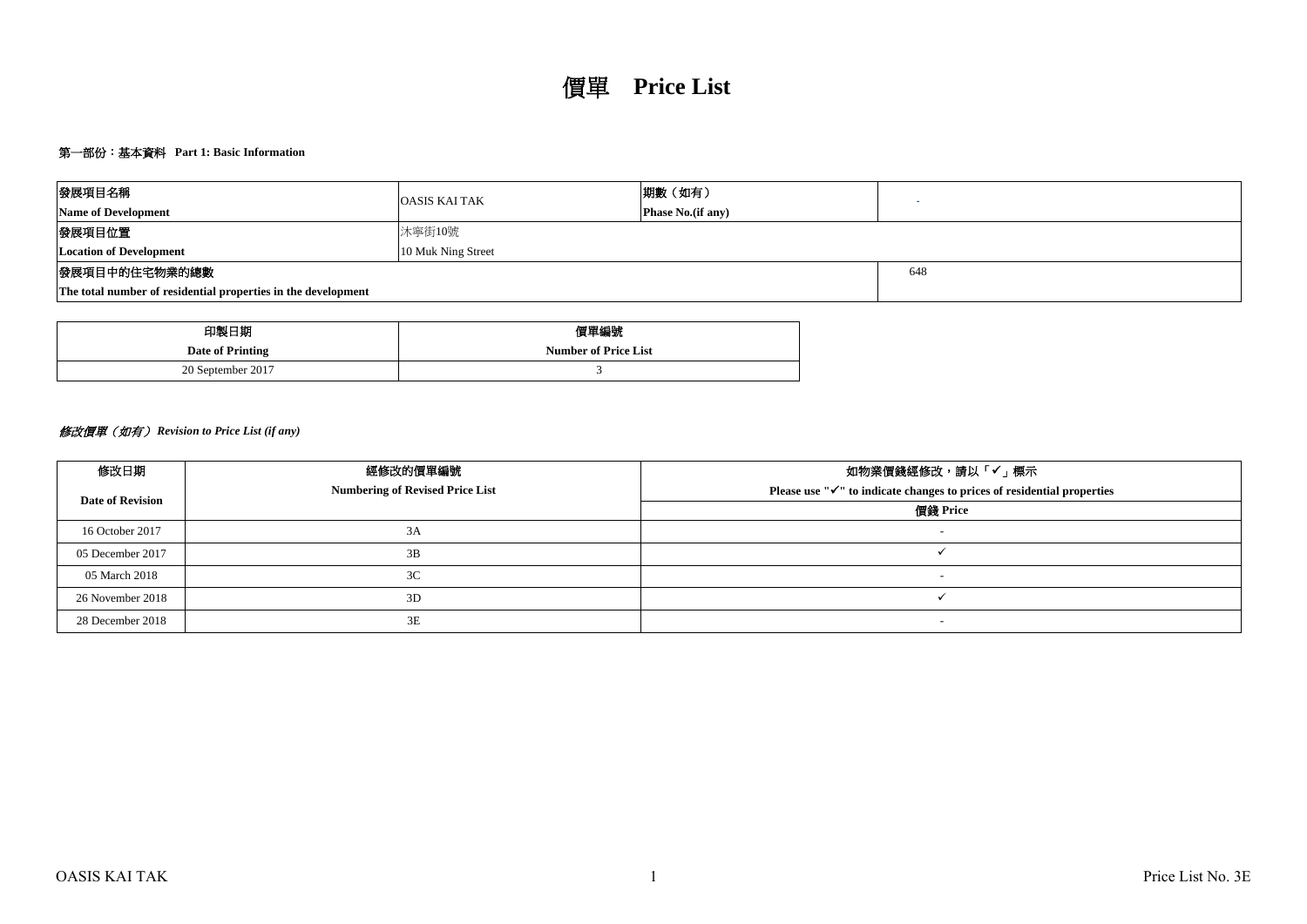# 價單 **Price List**

## 第一部份：基本資料 **Part 1: Basic Information**

| 發展項目名稱<br>**Name of Development** | OASIS KAI TAK | 期數（如有）<br>**Phase No.(if any)** | - |
|---|---|---|---|
| 發展項目位置<br>**Location of Development** | 沐寧街10號<br>10 Muk Ning Street | | |
| 發展項目中的住宅物業的總數<br>**The total number of residential properties in the development** | | | 648 |

| 印製日期<br>**Date of Printing** | 價單編號<br>**Number of Price List** |
|---|---|
| 20 September 2017 | 3 |

### *修改價單（如有） Revision to Price List (if any)*

| 修改日期<br>**Date of Revision** | 經修改的價單編號<br>**Numbering of Revised Price List** | 如物業價錢經修改，請以「✓」標示<br>**Please use "✓" to indicate changes to prices of residential properties** |
|---|---|---|
| | | 價錢 **Price** |
| 16 October 2017 | 3A | - |
| 05 December 2017 | 3B | ✓ |
| 05 March 2018 | 3C | - |
| 26 November 2018 | 3D | ✓ |
| 28 December 2018 | 3E | - |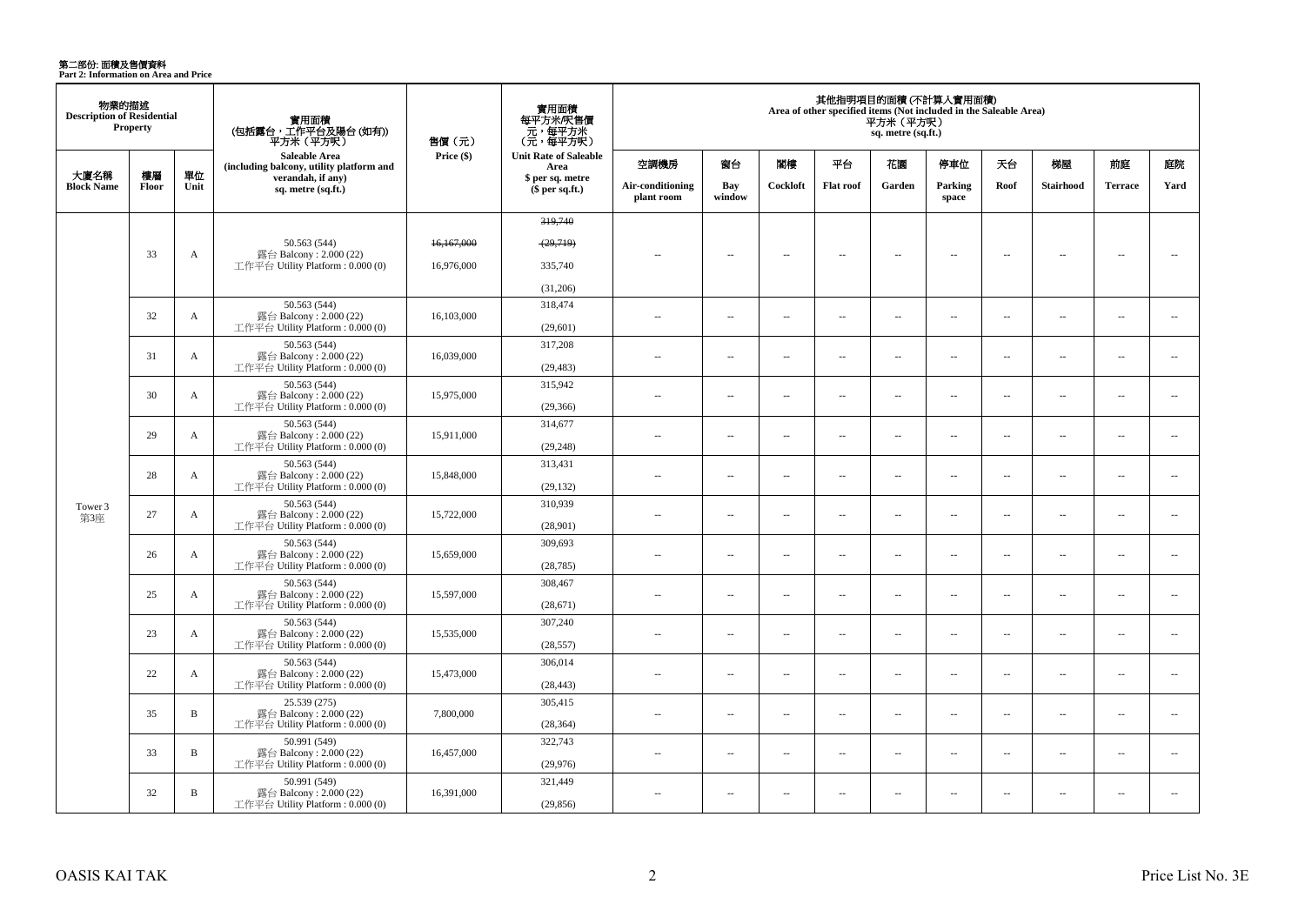# 第二部份: 面積及售價資料
**Part 2: Information on Area and Price**

| 物業的描述 Description of Residential Property | | | 實用面積 (包括露台，工作平台及陽台 (如有)) 平方米 (平方呎) | 售價 (元) | 實用面積 每平方米/呎售價 元，每平方米 (元，每平方呎) | 其他指明項目的面積 (不計算入實用面積) Area of other specified items (Not included in the Saleable Area) 平方米 (平方呎) sq. metre (sq.ft.) | | | | | | | | | |
|---|---|---|---|---|---|---|---|---|---|---|---|---|---|---|---|
| 大廈名稱 Block Name | 樓層 Floor | 單位 Unit | Saleable Area (including balcony, utility platform and verandah, if any) sq. metre (sq.ft.) | Price ($) | Unit Rate of Saleable Area $ per sq. metre ($ per sq.ft.) | 空調機房 Air-conditioning plant room | 窗台 Bay window | 閣樓 Cockloft | 平台 Flat roof | 花園 Garden | 停車位 Parking space | 天台 Roof | 梯屋 Stairhood | 前庭 Terrace | 庭院 Yard |
| Tower 3 第3座 | 33 | A | 50.563 (544) 露台 Balcony : 2.000 (22) 工作平台 Utility Platform : 0.000 (0) | ~~16,167,000~~ 16,976,000 | ~~319,740~~ ~~(29,719)~~ 335,740 (31,206) | -- | -- | -- | -- | -- | -- | -- | -- | -- | -- |
| | 32 | A | 50.563 (544) 露台 Balcony : 2.000 (22) 工作平台 Utility Platform : 0.000 (0) | 16,103,000 | 318,474 (29,601) | -- | -- | -- | -- | -- | -- | -- | -- | -- | -- |
| | 31 | A | 50.563 (544) 露台 Balcony : 2.000 (22) 工作平台 Utility Platform : 0.000 (0) | 16,039,000 | 317,208 (29,483) | -- | -- | -- | -- | -- | -- | -- | -- | -- | -- |
| | 30 | A | 50.563 (544) 露台 Balcony : 2.000 (22) 工作平台 Utility Platform : 0.000 (0) | 15,975,000 | 315,942 (29,366) | -- | -- | -- | -- | -- | -- | -- | -- | -- | -- |
| | 29 | A | 50.563 (544) 露台 Balcony : 2.000 (22) 工作平台 Utility Platform : 0.000 (0) | 15,911,000 | 314,677 (29,248) | -- | -- | -- | -- | -- | -- | -- | -- | -- | -- |
| | 28 | A | 50.563 (544) 露台 Balcony : 2.000 (22) 工作平台 Utility Platform : 0.000 (0) | 15,848,000 | 313,431 (29,132) | -- | -- | -- | -- | -- | -- | -- | -- | -- | -- |
| | 27 | A | 50.563 (544) 露台 Balcony : 2.000 (22) 工作平台 Utility Platform : 0.000 (0) | 15,722,000 | 310,939 (28,901) | -- | -- | -- | -- | -- | -- | -- | -- | -- | -- |
| | 26 | A | 50.563 (544) 露台 Balcony : 2.000 (22) 工作平台 Utility Platform : 0.000 (0) | 15,659,000 | 309,693 (28,785) | -- | -- | -- | -- | -- | -- | -- | -- | -- | -- |
| | 25 | A | 50.563 (544) 露台 Balcony : 2.000 (22) 工作平台 Utility Platform : 0.000 (0) | 15,597,000 | 308,467 (28,671) | -- | -- | -- | -- | -- | -- | -- | -- | -- | -- |
| | 23 | A | 50.563 (544) 露台 Balcony : 2.000 (22) 工作平台 Utility Platform : 0.000 (0) | 15,535,000 | 307,240 (28,557) | -- | -- | -- | -- | -- | -- | -- | -- | -- | -- |
| | 22 | A | 50.563 (544) 露台 Balcony : 2.000 (22) 工作平台 Utility Platform : 0.000 (0) | 15,473,000 | 306,014 (28,443) | -- | -- | -- | -- | -- | -- | -- | -- | -- | -- |
| | 35 | B | 25.539 (275) 露台 Balcony : 2.000 (22) 工作平台 Utility Platform : 0.000 (0) | 7,800,000 | 305,415 (28,364) | -- | -- | -- | -- | -- | -- | -- | -- | -- | -- |
| | 33 | B | 50.991 (549) 露台 Balcony : 2.000 (22) 工作平台 Utility Platform : 0.000 (0) | 16,457,000 | 322,743 (29,976) | -- | -- | -- | -- | -- | -- | -- | -- | -- | -- |
| | 32 | B | 50.991 (549) 露台 Balcony : 2.000 (22) 工作平台 Utility Platform : 0.000 (0) | 16,391,000 | 321,449 (29,856) | -- | -- | -- | -- | -- | -- | -- | -- | -- | -- |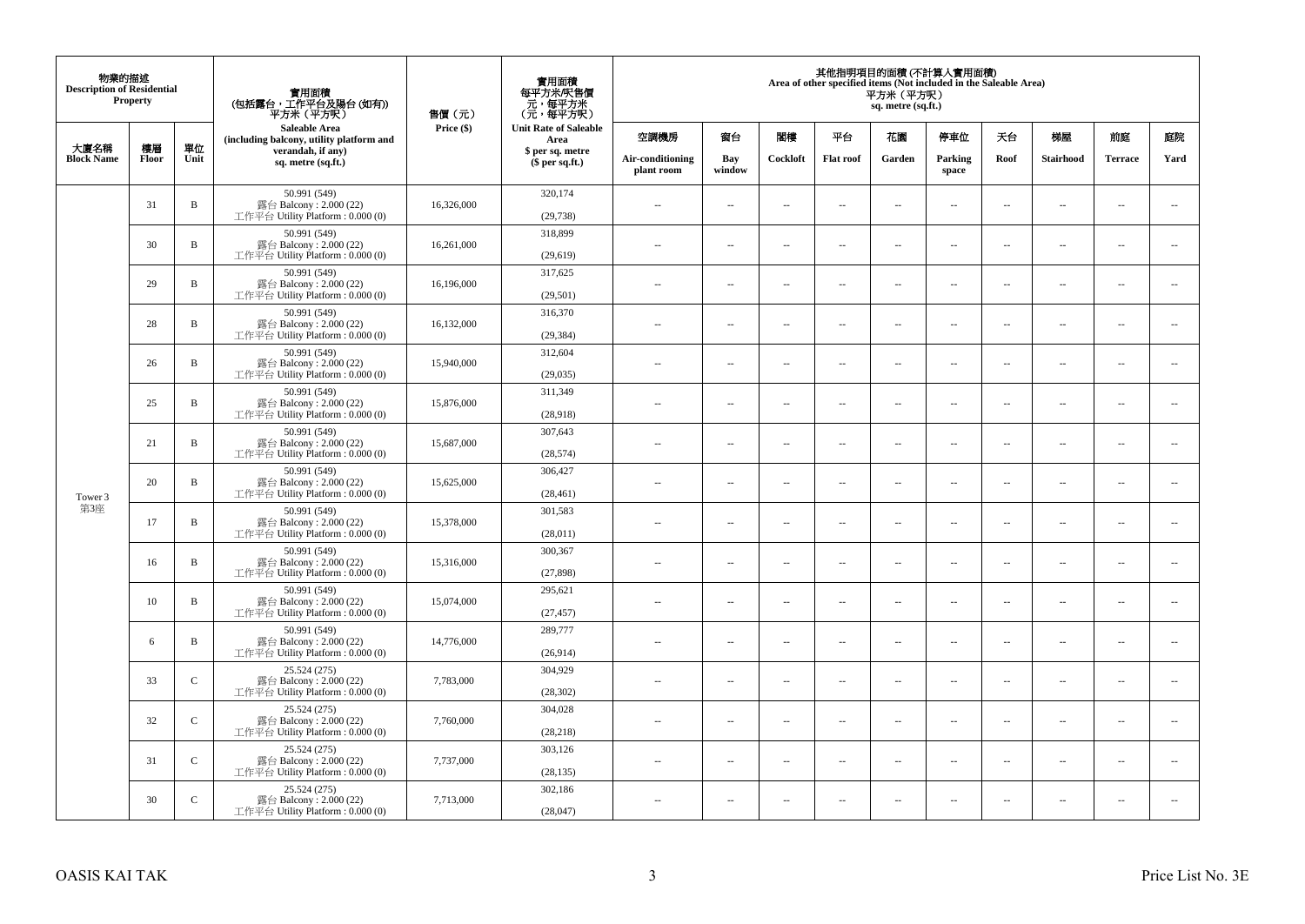| 物業的描述 Description of Residential Property | | | 實用面積 (包括露台，工作平台及陽台 (如有)) 平方米（平方呎） Saleable Area (including balcony, utility platform and verandah, if any) sq. metre (sq.ft.) | 售價（元） Price ($) | 實用面積 每平方米/呎售價 元，每平方米 （元，每平方呎） Unit Rate of Saleable Area $ per sq. metre ($ per sq.ft.) | 其他指明項目的面積 (不計算入實用面積) Area of other specified items (Not included in the Saleable Area) 平方米（平方呎） sq. metre (sq.ft.) | | | | | | | | | |
|---|---|---|---|---|---|---|---|---|---|---|---|---|---|---|---|
| 大廈名稱 Block Name | 樓層 Floor | 單位 Unit | | | | 空調機房 Air-conditioning plant room | 窗台 Bay window | 閣樓 Cockloft | 平台 Flat roof | 花園 Garden | 停車位 Parking space | 天台 Roof | 梯屋 Stairhood | 前庭 Terrace | 庭院 Yard |
| Tower 3 第3座 | 31 | B | 50.991 (549) 露台 Balcony : 2.000 (22) 工作平台 Utility Platform : 0.000 (0) | 16,326,000 | 320,174 (29,738) | -- | -- | -- | -- | -- | -- | -- | -- | -- | -- |
| | 30 | B | 50.991 (549) 露台 Balcony : 2.000 (22) 工作平台 Utility Platform : 0.000 (0) | 16,261,000 | 318,899 (29,619) | -- | -- | -- | -- | -- | -- | -- | -- | -- | -- |
| | 29 | B | 50.991 (549) 露台 Balcony : 2.000 (22) 工作平台 Utility Platform : 0.000 (0) | 16,196,000 | 317,625 (29,501) | -- | -- | -- | -- | -- | -- | -- | -- | -- | -- |
| | 28 | B | 50.991 (549) 露台 Balcony : 2.000 (22) 工作平台 Utility Platform : 0.000 (0) | 16,132,000 | 316,370 (29,384) | -- | -- | -- | -- | -- | -- | -- | -- | -- | -- |
| | 26 | B | 50.991 (549) 露台 Balcony : 2.000 (22) 工作平台 Utility Platform : 0.000 (0) | 15,940,000 | 312,604 (29,035) | -- | -- | -- | -- | -- | -- | -- | -- | -- | -- |
| | 25 | B | 50.991 (549) 露台 Balcony : 2.000 (22) 工作平台 Utility Platform : 0.000 (0) | 15,876,000 | 311,349 (28,918) | -- | -- | -- | -- | -- | -- | -- | -- | -- | -- |
| | 21 | B | 50.991 (549) 露台 Balcony : 2.000 (22) 工作平台 Utility Platform : 0.000 (0) | 15,687,000 | 307,643 (28,574) | -- | -- | -- | -- | -- | -- | -- | -- | -- | -- |
| | 20 | B | 50.991 (549) 露台 Balcony : 2.000 (22) 工作平台 Utility Platform : 0.000 (0) | 15,625,000 | 306,427 (28,461) | -- | -- | -- | -- | -- | -- | -- | -- | -- | -- |
| | 17 | B | 50.991 (549) 露台 Balcony : 2.000 (22) 工作平台 Utility Platform : 0.000 (0) | 15,378,000 | 301,583 (28,011) | -- | -- | -- | -- | -- | -- | -- | -- | -- | -- |
| | 16 | B | 50.991 (549) 露台 Balcony : 2.000 (22) 工作平台 Utility Platform : 0.000 (0) | 15,316,000 | 300,367 (27,898) | -- | -- | -- | -- | -- | -- | -- | -- | -- | -- |
| | 10 | B | 50.991 (549) 露台 Balcony : 2.000 (22) 工作平台 Utility Platform : 0.000 (0) | 15,074,000 | 295,621 (27,457) | -- | -- | -- | -- | -- | -- | -- | -- | -- | -- |
| | 6 | B | 50.991 (549) 露台 Balcony : 2.000 (22) 工作平台 Utility Platform : 0.000 (0) | 14,776,000 | 289,777 (26,914) | -- | -- | -- | -- | -- | -- | -- | -- | -- | -- |
| | 33 | C | 25.524 (275) 露台 Balcony : 2.000 (22) 工作平台 Utility Platform : 0.000 (0) | 7,783,000 | 304,929 (28,302) | -- | -- | -- | -- | -- | -- | -- | -- | -- | -- |
| | 32 | C | 25.524 (275) 露台 Balcony : 2.000 (22) 工作平台 Utility Platform : 0.000 (0) | 7,760,000 | 304,028 (28,218) | -- | -- | -- | -- | -- | -- | -- | -- | -- | -- |
| | 31 | C | 25.524 (275) 露台 Balcony : 2.000 (22) 工作平台 Utility Platform : 0.000 (0) | 7,737,000 | 303,126 (28,135) | -- | -- | -- | -- | -- | -- | -- | -- | -- | -- |
| | 30 | C | 25.524 (275) 露台 Balcony : 2.000 (22) 工作平台 Utility Platform : 0.000 (0) | 7,713,000 | 302,186 (28,047) | -- | -- | -- | -- | -- | -- | -- | -- | -- | -- |

OASIS KAI TAK

Price List No. 3E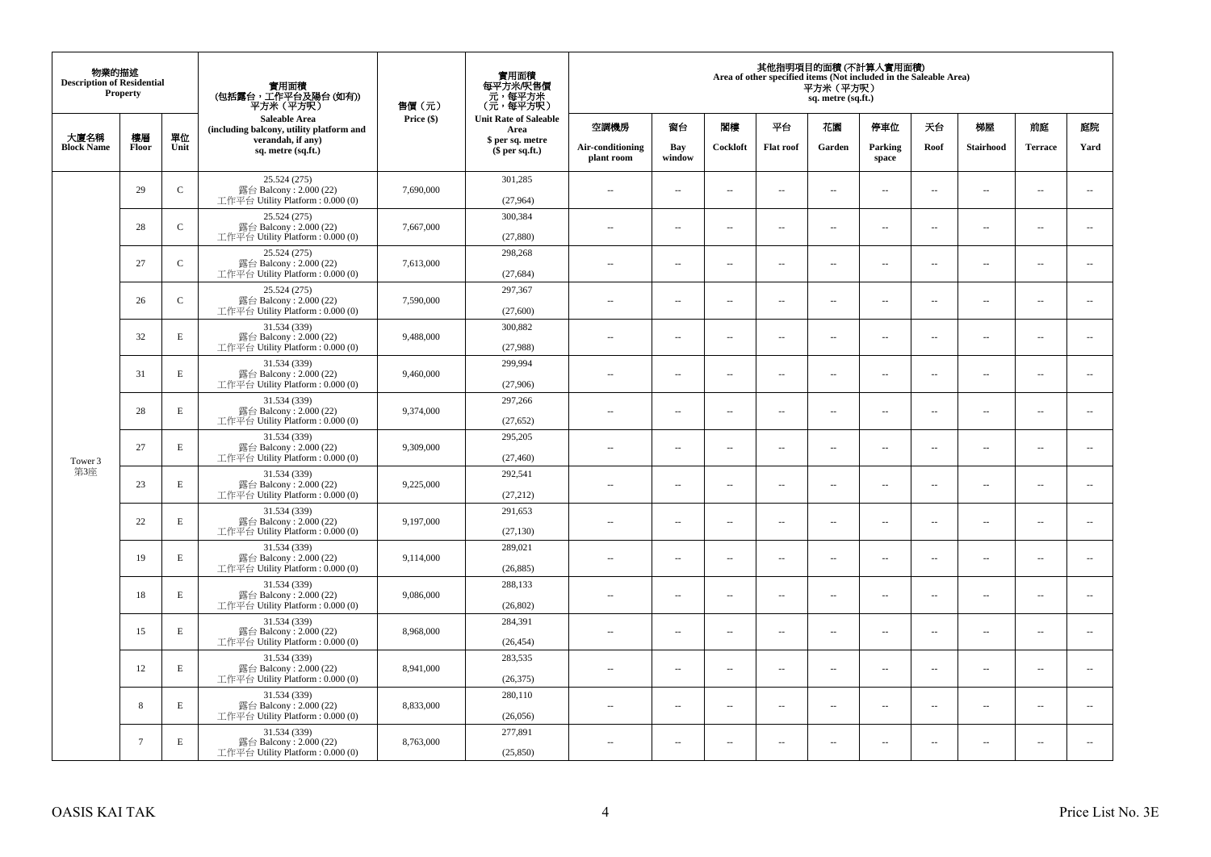| 物業的描述 Description of Residential Property | | | 實用面積 (包括露台，工作平台及陽台 (如有)) 平方米（平方呎） Saleable Area (including balcony, utility platform and verandah, if any) sq. metre (sq.ft.) | 售價（元） Price ($) | 實用面積 每平方米/呎售價 元，每平方米 (元，每平方呎) Unit Rate of Saleable Area $ per sq. metre ($ per sq.ft.) | 其他指明項目的面積 (不計算入實用面積) Area of other specified items (Not included in the Saleable Area) 平方米（平方呎） sq. metre (sq.ft.) | | | | | | | | | |
|---|---|---|---|---|---|---|---|---|---|---|---|---|---|---|---|
| 大廈名稱 Block Name | 樓層 Floor | 單位 Unit | | | | 空調機房 Air-conditioning plant room | 窗台 Bay window | 閣樓 Cockloft | 平台 Flat roof | 花園 Garden | 停車位 Parking space | 天台 Roof | 梯屋 Stairhood | 前庭 Terrace | 庭院 Yard |
| Tower 3 第3座 | 29 | C | 25.524 (275) 露台 Balcony : 2.000 (22) 工作平台 Utility Platform : 0.000 (0) | 7,690,000 | 301,285 (27,964) | -- | -- | -- | -- | -- | -- | -- | -- | -- | -- |
| | 28 | C | 25.524 (275) 露台 Balcony : 2.000 (22) 工作平台 Utility Platform : 0.000 (0) | 7,667,000 | 300,384 (27,880) | -- | -- | -- | -- | -- | -- | -- | -- | -- | -- |
| | 27 | C | 25.524 (275) 露台 Balcony : 2.000 (22) 工作平台 Utility Platform : 0.000 (0) | 7,613,000 | 298,268 (27,684) | -- | -- | -- | -- | -- | -- | -- | -- | -- | -- |
| | 26 | C | 25.524 (275) 露台 Balcony : 2.000 (22) 工作平台 Utility Platform : 0.000 (0) | 7,590,000 | 297,367 (27,600) | -- | -- | -- | -- | -- | -- | -- | -- | -- | -- |
| | 32 | E | 31.534 (339) 露台 Balcony : 2.000 (22) 工作平台 Utility Platform : 0.000 (0) | 9,488,000 | 300,882 (27,988) | -- | -- | -- | -- | -- | -- | -- | -- | -- | -- |
| | 31 | E | 31.534 (339) 露台 Balcony : 2.000 (22) 工作平台 Utility Platform : 0.000 (0) | 9,460,000 | 299,994 (27,906) | -- | -- | -- | -- | -- | -- | -- | -- | -- | -- |
| | 28 | E | 31.534 (339) 露台 Balcony : 2.000 (22) 工作平台 Utility Platform : 0.000 (0) | 9,374,000 | 297,266 (27,652) | -- | -- | -- | -- | -- | -- | -- | -- | -- | -- |
| | 27 | E | 31.534 (339) 露台 Balcony : 2.000 (22) 工作平台 Utility Platform : 0.000 (0) | 9,309,000 | 295,205 (27,460) | -- | -- | -- | -- | -- | -- | -- | -- | -- | -- |
| | 23 | E | 31.534 (339) 露台 Balcony : 2.000 (22) 工作平台 Utility Platform : 0.000 (0) | 9,225,000 | 292,541 (27,212) | -- | -- | -- | -- | -- | -- | -- | -- | -- | -- |
| | 22 | E | 31.534 (339) 露台 Balcony : 2.000 (22) 工作平台 Utility Platform : 0.000 (0) | 9,197,000 | 291,653 (27,130) | -- | -- | -- | -- | -- | -- | -- | -- | -- | -- |
| | 19 | E | 31.534 (339) 露台 Balcony : 2.000 (22) 工作平台 Utility Platform : 0.000 (0) | 9,114,000 | 289,021 (26,885) | -- | -- | -- | -- | -- | -- | -- | -- | -- | -- |
| | 18 | E | 31.534 (339) 露台 Balcony : 2.000 (22) 工作平台 Utility Platform : 0.000 (0) | 9,086,000 | 288,133 (26,802) | -- | -- | -- | -- | -- | -- | -- | -- | -- | -- |
| | 15 | E | 31.534 (339) 露台 Balcony : 2.000 (22) 工作平台 Utility Platform : 0.000 (0) | 8,968,000 | 284,391 (26,454) | -- | -- | -- | -- | -- | -- | -- | -- | -- | -- |
| | 12 | E | 31.534 (339) 露台 Balcony : 2.000 (22) 工作平台 Utility Platform : 0.000 (0) | 8,941,000 | 283,535 (26,375) | -- | -- | -- | -- | -- | -- | -- | -- | -- | -- |
| | 8 | E | 31.534 (339) 露台 Balcony : 2.000 (22) 工作平台 Utility Platform : 0.000 (0) | 8,833,000 | 280,110 (26,056) | -- | -- | -- | -- | -- | -- | -- | -- | -- | -- |
| | 7 | E | 31.534 (339) 露台 Balcony : 2.000 (22) 工作平台 Utility Platform : 0.000 (0) | 8,763,000 | 277,891 (25,850) | -- | -- | -- | -- | -- | -- | -- | -- | -- | -- |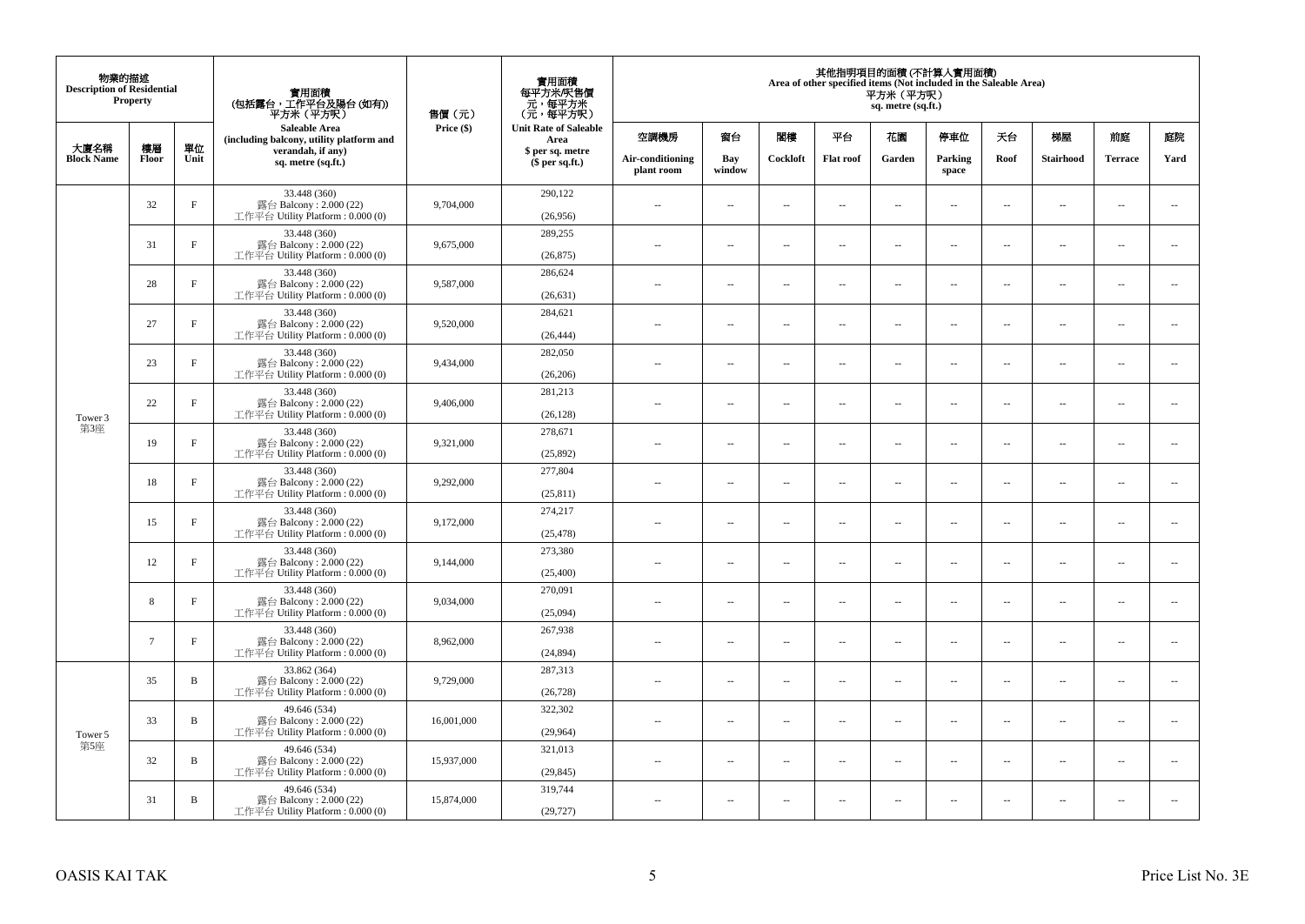| 物業的描述 Description of Residential Property | | | 實用面積 (包括露台，工作平台及陽台 (如有)) 平方米（平方呎） Saleable Area (including balcony, utility platform and verandah, if any) sq. metre (sq.ft.) | 售價（元） Price ($) | 實用面積 每平方米/呎售價 元，每平方米 (元，每平方呎) Unit Rate of Saleable Area $ per sq. metre ($ per sq.ft.) | 其他指明項目的面積 (不計算入實用面積) Area of other specified items (Not included in the Saleable Area) 平方米（平方呎） sq. metre (sq.ft.) | | | | | | | | | |
|---|---|---|---|---|---|---|---|---|---|---|---|---|---|---|---|
| 大廈名稱 Block Name | 樓層 Floor | 單位 Unit | | | | 空調機房 Air-conditioning plant room | 窗台 Bay window | 閣樓 Cockloft | 平台 Flat roof | 花園 Garden | 停車位 Parking space | 天台 Roof | 梯屋 Stairhood | 前庭 Terrace | 庭院 Yard |
| Tower 3 第3座 | 32 | F | 33.448 (360) 露台 Balcony : 2.000 (22) 工作平台 Utility Platform : 0.000 (0) | 9,704,000 | 290,122 (26,956) | -- | -- | -- | -- | -- | -- | -- | -- | -- | -- |
| | 31 | F | 33.448 (360) 露台 Balcony : 2.000 (22) 工作平台 Utility Platform : 0.000 (0) | 9,675,000 | 289,255 (26,875) | -- | -- | -- | -- | -- | -- | -- | -- | -- | -- |
| | 28 | F | 33.448 (360) 露台 Balcony : 2.000 (22) 工作平台 Utility Platform : 0.000 (0) | 9,587,000 | 286,624 (26,631) | -- | -- | -- | -- | -- | -- | -- | -- | -- | -- |
| | 27 | F | 33.448 (360) 露台 Balcony : 2.000 (22) 工作平台 Utility Platform : 0.000 (0) | 9,520,000 | 284,621 (26,444) | -- | -- | -- | -- | -- | -- | -- | -- | -- | -- |
| | 23 | F | 33.448 (360) 露台 Balcony : 2.000 (22) 工作平台 Utility Platform : 0.000 (0) | 9,434,000 | 282,050 (26,206) | -- | -- | -- | -- | -- | -- | -- | -- | -- | -- |
| | 22 | F | 33.448 (360) 露台 Balcony : 2.000 (22) 工作平台 Utility Platform : 0.000 (0) | 9,406,000 | 281,213 (26,128) | -- | -- | -- | -- | -- | -- | -- | -- | -- | -- |
| | 19 | F | 33.448 (360) 露台 Balcony : 2.000 (22) 工作平台 Utility Platform : 0.000 (0) | 9,321,000 | 278,671 (25,892) | -- | -- | -- | -- | -- | -- | -- | -- | -- | -- |
| | 18 | F | 33.448 (360) 露台 Balcony : 2.000 (22) 工作平台 Utility Platform : 0.000 (0) | 9,292,000 | 277,804 (25,811) | -- | -- | -- | -- | -- | -- | -- | -- | -- | -- |
| | 15 | F | 33.448 (360) 露台 Balcony : 2.000 (22) 工作平台 Utility Platform : 0.000 (0) | 9,172,000 | 274,217 (25,478) | -- | -- | -- | -- | -- | -- | -- | -- | -- | -- |
| | 12 | F | 33.448 (360) 露台 Balcony : 2.000 (22) 工作平台 Utility Platform : 0.000 (0) | 9,144,000 | 273,380 (25,400) | -- | -- | -- | -- | -- | -- | -- | -- | -- | -- |
| | 8 | F | 33.448 (360) 露台 Balcony : 2.000 (22) 工作平台 Utility Platform : 0.000 (0) | 9,034,000 | 270,091 (25,094) | -- | -- | -- | -- | -- | -- | -- | -- | -- | -- |
| | 7 | F | 33.448 (360) 露台 Balcony : 2.000 (22) 工作平台 Utility Platform : 0.000 (0) | 8,962,000 | 267,938 (24,894) | -- | -- | -- | -- | -- | -- | -- | -- | -- | -- |
| Tower 5 第5座 | 35 | B | 33.862 (364) 露台 Balcony : 2.000 (22) 工作平台 Utility Platform : 0.000 (0) | 9,729,000 | 287,313 (26,728) | -- | -- | -- | -- | -- | -- | -- | -- | -- | -- |
| | 33 | B | 49.646 (534) 露台 Balcony : 2.000 (22) 工作平台 Utility Platform : 0.000 (0) | 16,001,000 | 322,302 (29,964) | -- | -- | -- | -- | -- | -- | -- | -- | -- | -- |
| | 32 | B | 49.646 (534) 露台 Balcony : 2.000 (22) 工作平台 Utility Platform : 0.000 (0) | 15,937,000 | 321,013 (29,845) | -- | -- | -- | -- | -- | -- | -- | -- | -- | -- |
| | 31 | B | 49.646 (534) 露台 Balcony : 2.000 (22) 工作平台 Utility Platform : 0.000 (0) | 15,874,000 | 319,744 (29,727) | -- | -- | -- | -- | -- | -- | -- | -- | -- | -- |

OASIS KAI TAK

Price List No. 3E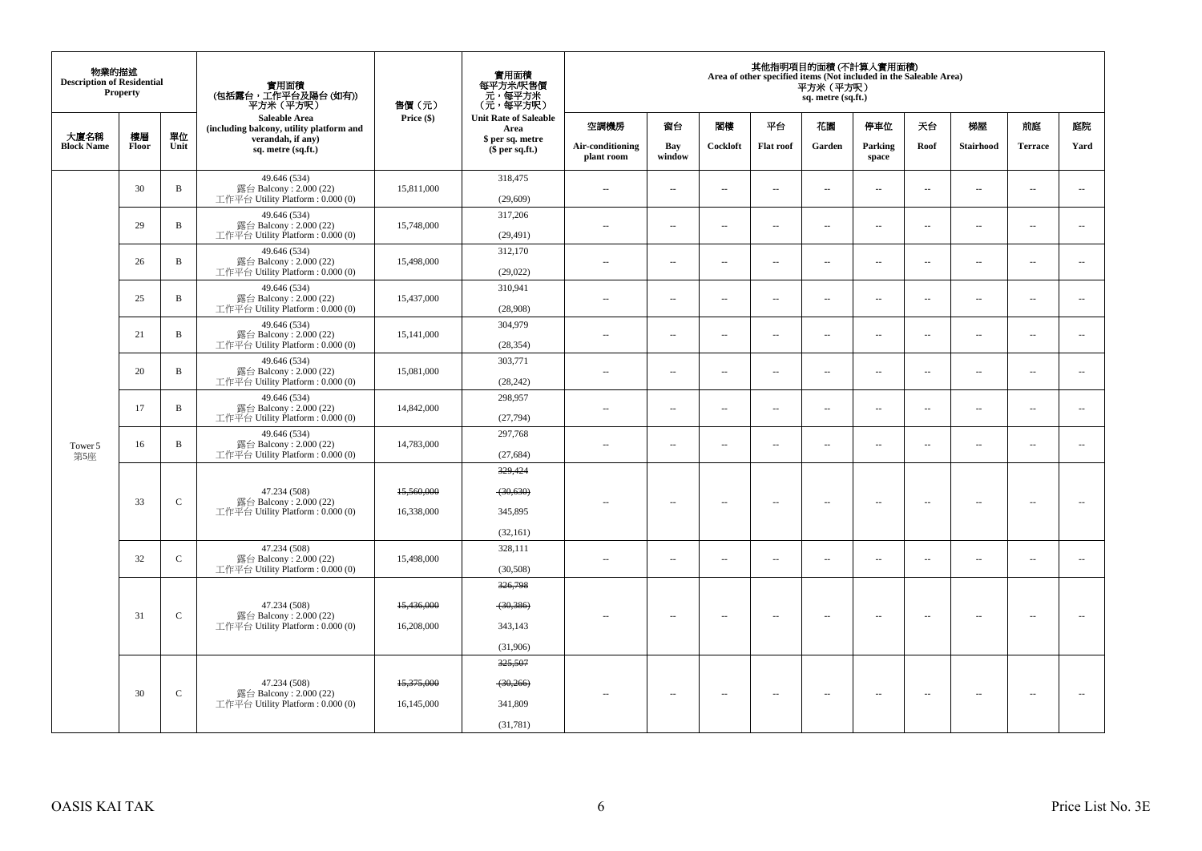| 物業的描述 Description of Residential Property | | | 實用面積 (包括露台，工作平台及陽台 (如有)) 平方米（平方呎） Saleable Area (including balcony, utility platform and verandah, if any) sq. metre (sq.ft.) | 售價（元） Price ($) | 實用面積 每平方米/呎售價 元，每平方米 (元，每平方呎) Unit Rate of Saleable Area $ per sq. metre ($ per sq.ft.) | 其他指明項目的面積 (不計算入實用面積) Area of other specified items (Not included in the Saleable Area) 平方米（平方呎） sq. metre (sq.ft.) | | | | | | | | | |
|---|---|---|---|---|---|---|---|---|---|---|---|---|---|---|---|
| 大廈名稱 Block Name | 樓層 Floor | 單位 Unit | | | | 空調機房 Air-conditioning plant room | 窗台 Bay window | 閣樓 Cockloft | 平台 Flat roof | 花園 Garden | 停車位 Parking space | 天台 Roof | 梯屋 Stairhood | 前庭 Terrace | 庭院 Yard |
| Tower 5 第5座 | 30 | B | 49.646 (534) 露台 Balcony : 2.000 (22) 工作平台 Utility Platform : 0.000 (0) | 15,811,000 | 318,475 (29,609) | -- | -- | -- | -- | -- | -- | -- | -- | -- | -- |
| | 29 | B | 49.646 (534) 露台 Balcony : 2.000 (22) 工作平台 Utility Platform : 0.000 (0) | 15,748,000 | 317,206 (29,491) | -- | -- | -- | -- | -- | -- | -- | -- | -- | -- |
| | 26 | B | 49.646 (534) 露台 Balcony : 2.000 (22) 工作平台 Utility Platform : 0.000 (0) | 15,498,000 | 312,170 (29,022) | -- | -- | -- | -- | -- | -- | -- | -- | -- | -- |
| | 25 | B | 49.646 (534) 露台 Balcony : 2.000 (22) 工作平台 Utility Platform : 0.000 (0) | 15,437,000 | 310,941 (28,908) | -- | -- | -- | -- | -- | -- | -- | -- | -- | -- |
| | 21 | B | 49.646 (534) 露台 Balcony : 2.000 (22) 工作平台 Utility Platform : 0.000 (0) | 15,141,000 | 304,979 (28,354) | -- | -- | -- | -- | -- | -- | -- | -- | -- | -- |
| | 20 | B | 49.646 (534) 露台 Balcony : 2.000 (22) 工作平台 Utility Platform : 0.000 (0) | 15,081,000 | 303,771 (28,242) | -- | -- | -- | -- | -- | -- | -- | -- | -- | -- |
| | 17 | B | 49.646 (534) 露台 Balcony : 2.000 (22) 工作平台 Utility Platform : 0.000 (0) | 14,842,000 | 298,957 (27,794) | -- | -- | -- | -- | -- | -- | -- | -- | -- | -- |
| | 16 | B | 49.646 (534) 露台 Balcony : 2.000 (22) 工作平台 Utility Platform : 0.000 (0) | 14,783,000 | 297,768 (27,684) | -- | -- | -- | -- | -- | -- | -- | -- | -- | -- |
| | 33 | C | 47.234 (508) 露台 Balcony : 2.000 (22) 工作平台 Utility Platform : 0.000 (0) | ~~15,560,000~~ 16,338,000 | ~~329,424~~ ~~(30,630)~~ 345,895 (32,161) | -- | -- | -- | -- | -- | -- | -- | -- | -- | -- |
| | 32 | C | 47.234 (508) 露台 Balcony : 2.000 (22) 工作平台 Utility Platform : 0.000 (0) | 15,498,000 | 328,111 (30,508) | -- | -- | -- | -- | -- | -- | -- | -- | -- | -- |
| | 31 | C | 47.234 (508) 露台 Balcony : 2.000 (22) 工作平台 Utility Platform : 0.000 (0) | ~~15,436,000~~ 16,208,000 | ~~326,798~~ ~~(30,386)~~ 343,143 (31,906) | -- | -- | -- | -- | -- | -- | -- | -- | -- | -- |
| | 30 | C | 47.234 (508) 露台 Balcony : 2.000 (22) 工作平台 Utility Platform : 0.000 (0) | ~~15,375,000~~ 16,145,000 | ~~325,507~~ ~~(30,266)~~ 341,809 (31,781) | -- | -- | -- | -- | -- | -- | -- | -- | -- | -- |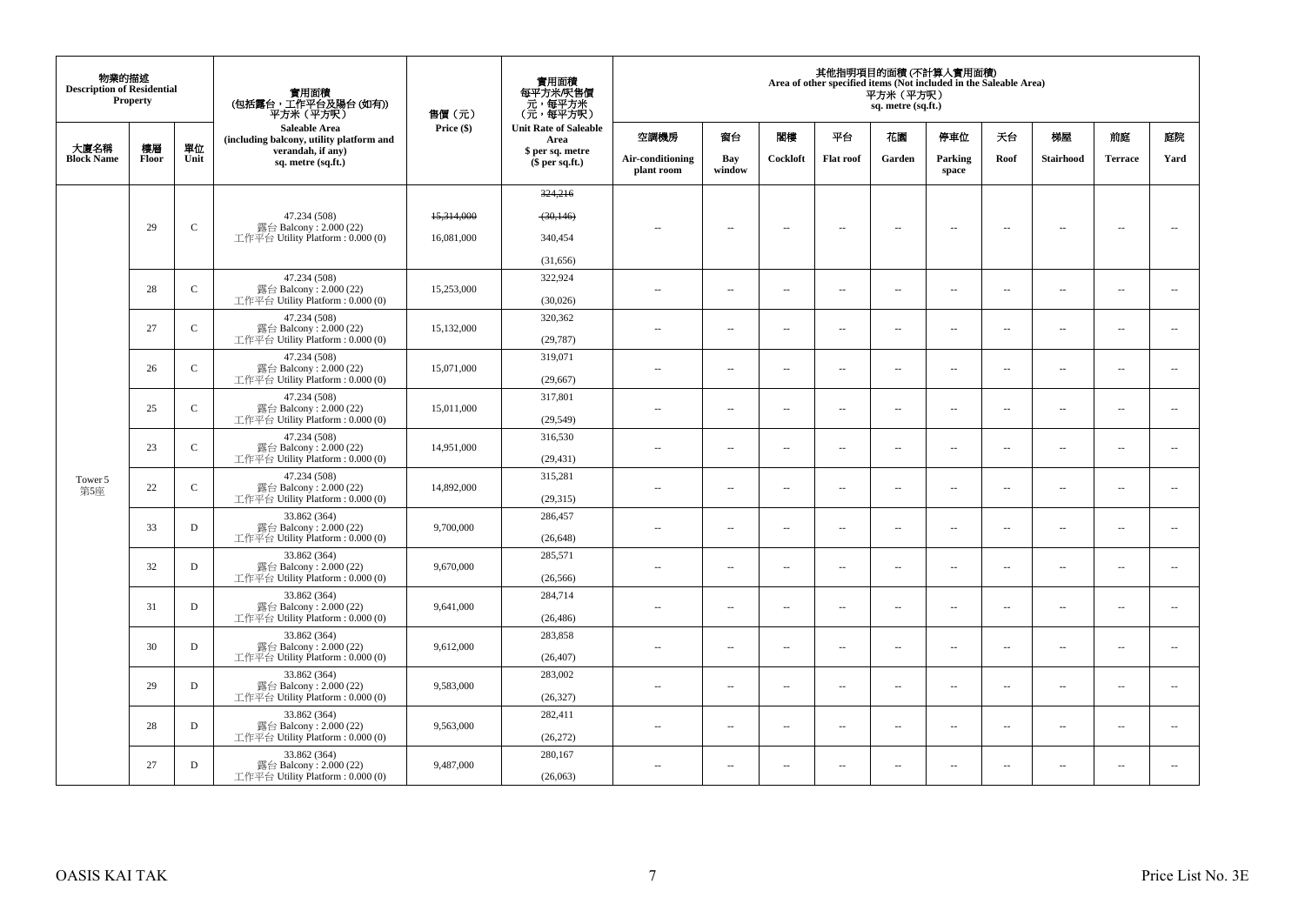| 物業的描述 Description of Residential Property | | | 實用面積 (包括露台，工作平台及陽台 (如有)) 平方米（平方呎） Saleable Area (including balcony, utility platform and verandah, if any) sq. metre (sq.ft.) | 售價（元） Price ($) | 實用面積 每平方米/呎售價 元，每平方米 (元，每平方呎) Unit Rate of Saleable Area $ per sq. metre ($ per sq.ft.) | 其他指明項目的面積 (不計算入實用面積) Area of other specified items (Not included in the Saleable Area) 平方米（平方呎） sq. metre (sq.ft.) | | | | | | | | | |
|---|---|---|---|---|---|---|---|---|---|---|---|---|---|---|---|
| 大廈名稱 Block Name | 樓層 Floor | 單位 Unit | | | | 空調機房 Air-conditioning plant room | 窗台 Bay window | 閣樓 Cockloft | 平台 Flat roof | 花園 Garden | 停車位 Parking space | 天台 Roof | 梯屋 Stairhood | 前庭 Terrace | 庭院 Yard |
| Tower 5 第5座 | 29 | C | 47.234 (508) 露台 Balcony : 2.000 (22) 工作平台 Utility Platform : 0.000 (0) | ~~15,314,000~~ 16,081,000 | ~~324,216~~ ~~(30,146)~~ 340,454 (31,656) | -- | -- | -- | -- | -- | -- | -- | -- | -- | -- |
| | 28 | C | 47.234 (508) 露台 Balcony : 2.000 (22) 工作平台 Utility Platform : 0.000 (0) | 15,253,000 | 322,924 (30,026) | -- | -- | -- | -- | -- | -- | -- | -- | -- | -- |
| | 27 | C | 47.234 (508) 露台 Balcony : 2.000 (22) 工作平台 Utility Platform : 0.000 (0) | 15,132,000 | 320,362 (29,787) | -- | -- | -- | -- | -- | -- | -- | -- | -- | -- |
| | 26 | C | 47.234 (508) 露台 Balcony : 2.000 (22) 工作平台 Utility Platform : 0.000 (0) | 15,071,000 | 319,071 (29,667) | -- | -- | -- | -- | -- | -- | -- | -- | -- | -- |
| | 25 | C | 47.234 (508) 露台 Balcony : 2.000 (22) 工作平台 Utility Platform : 0.000 (0) | 15,011,000 | 317,801 (29,549) | -- | -- | -- | -- | -- | -- | -- | -- | -- | -- |
| | 23 | C | 47.234 (508) 露台 Balcony : 2.000 (22) 工作平台 Utility Platform : 0.000 (0) | 14,951,000 | 316,530 (29,431) | -- | -- | -- | -- | -- | -- | -- | -- | -- | -- |
| | 22 | C | 47.234 (508) 露台 Balcony : 2.000 (22) 工作平台 Utility Platform : 0.000 (0) | 14,892,000 | 315,281 (29,315) | -- | -- | -- | -- | -- | -- | -- | -- | -- | -- |
| | 33 | D | 33.862 (364) 露台 Balcony : 2.000 (22) 工作平台 Utility Platform : 0.000 (0) | 9,700,000 | 286,457 (26,648) | -- | -- | -- | -- | -- | -- | -- | -- | -- | -- |
| | 32 | D | 33.862 (364) 露台 Balcony : 2.000 (22) 工作平台 Utility Platform : 0.000 (0) | 9,670,000 | 285,571 (26,566) | -- | -- | -- | -- | -- | -- | -- | -- | -- | -- |
| | 31 | D | 33.862 (364) 露台 Balcony : 2.000 (22) 工作平台 Utility Platform : 0.000 (0) | 9,641,000 | 284,714 (26,486) | -- | -- | -- | -- | -- | -- | -- | -- | -- | -- |
| | 30 | D | 33.862 (364) 露台 Balcony : 2.000 (22) 工作平台 Utility Platform : 0.000 (0) | 9,612,000 | 283,858 (26,407) | -- | -- | -- | -- | -- | -- | -- | -- | -- | -- |
| | 29 | D | 33.862 (364) 露台 Balcony : 2.000 (22) 工作平台 Utility Platform : 0.000 (0) | 9,583,000 | 283,002 (26,327) | -- | -- | -- | -- | -- | -- | -- | -- | -- | -- |
| | 28 | D | 33.862 (364) 露台 Balcony : 2.000 (22) 工作平台 Utility Platform : 0.000 (0) | 9,563,000 | 282,411 (26,272) | -- | -- | -- | -- | -- | -- | -- | -- | -- | -- |
| | 27 | D | 33.862 (364) 露台 Balcony : 2.000 (22) 工作平台 Utility Platform : 0.000 (0) | 9,487,000 | 280,167 (26,063) | -- | -- | -- | -- | -- | -- | -- | -- | -- | -- |

OASIS KAI TAK

Price List No. 3E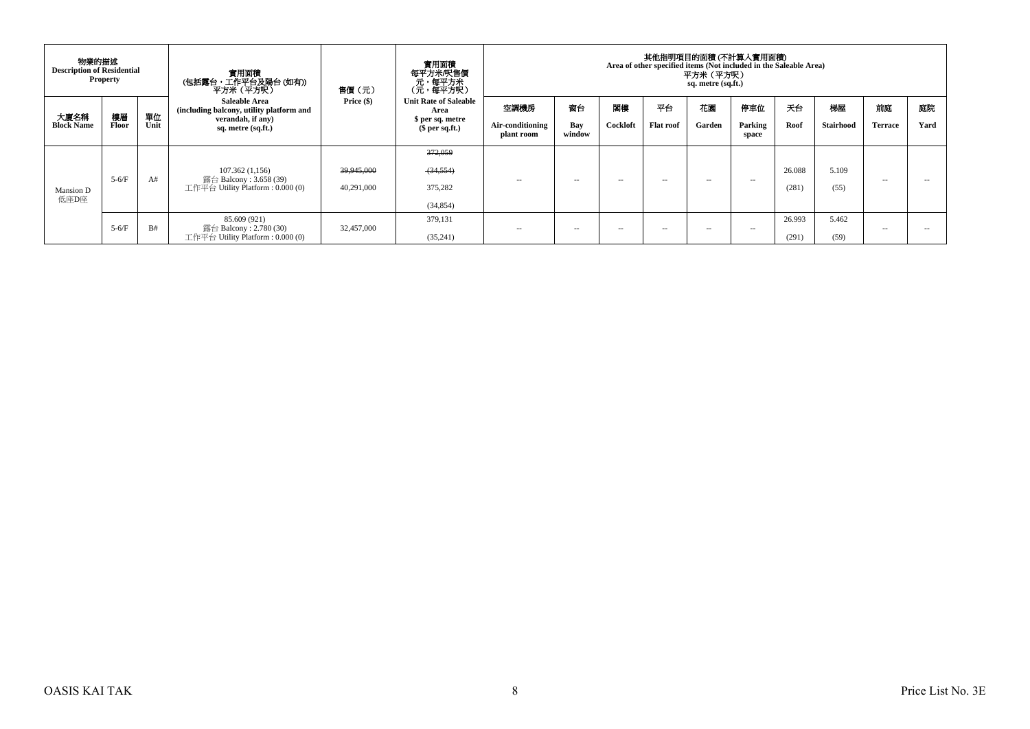| 物業的描述 Description of Residential Property | | | 實用面積 (包括露台，工作平台及陽台 (如有)) 平方米（平方呎） Saleable Area (including balcony, utility platform and verandah, if any) sq. metre (sq.ft.) | 售價（元） Price ($) | 實用面積 每平方米/呎售價 元，每平方米 (元，每平方呎) Unit Rate of Saleable Area $ per sq. metre ($ per sq.ft.) | 其他指明項目的面積 (不計算入實用面積) Area of other specified items (Not included in the Saleable Area) 平方米（平方呎） sq. metre (sq.ft.) | | | | | | | | | |
|---|---|---|---|---|---|---|---|---|---|---|---|---|---|---|---|
| 大廈名稱 Block Name | 樓層 Floor | 單位 Unit | | | | 空調機房 Air-conditioning plant room | 窗台 Bay window | 閣樓 Cockloft | 平台 Flat roof | 花園 Garden | 停車位 Parking space | 天台 Roof | 梯屋 Stairhood | 前庭 Terrace | 庭院 Yard |
| Mansion D 低座D座 | 5-6/F | A# | 107.362 (1,156) 露台 Balcony : 3.658 (39) 工作平台 Utility Platform : 0.000 (0) | ~~39,945,000~~ 40,291,000 | ~~372,059 (34,554)~~ 375,282 (34,854) | -- | -- | -- | -- | -- | -- | 26.088 (281) | 5.109 (55) | -- | -- |
| | 5-6/F | B# | 85.609 (921) 露台 Balcony : 2.780 (30) 工作平台 Utility Platform : 0.000 (0) | 32,457,000 | 379,131 (35,241) | -- | -- | -- | -- | -- | -- | 26.993 (291) | 5.462 (59) | -- | -- |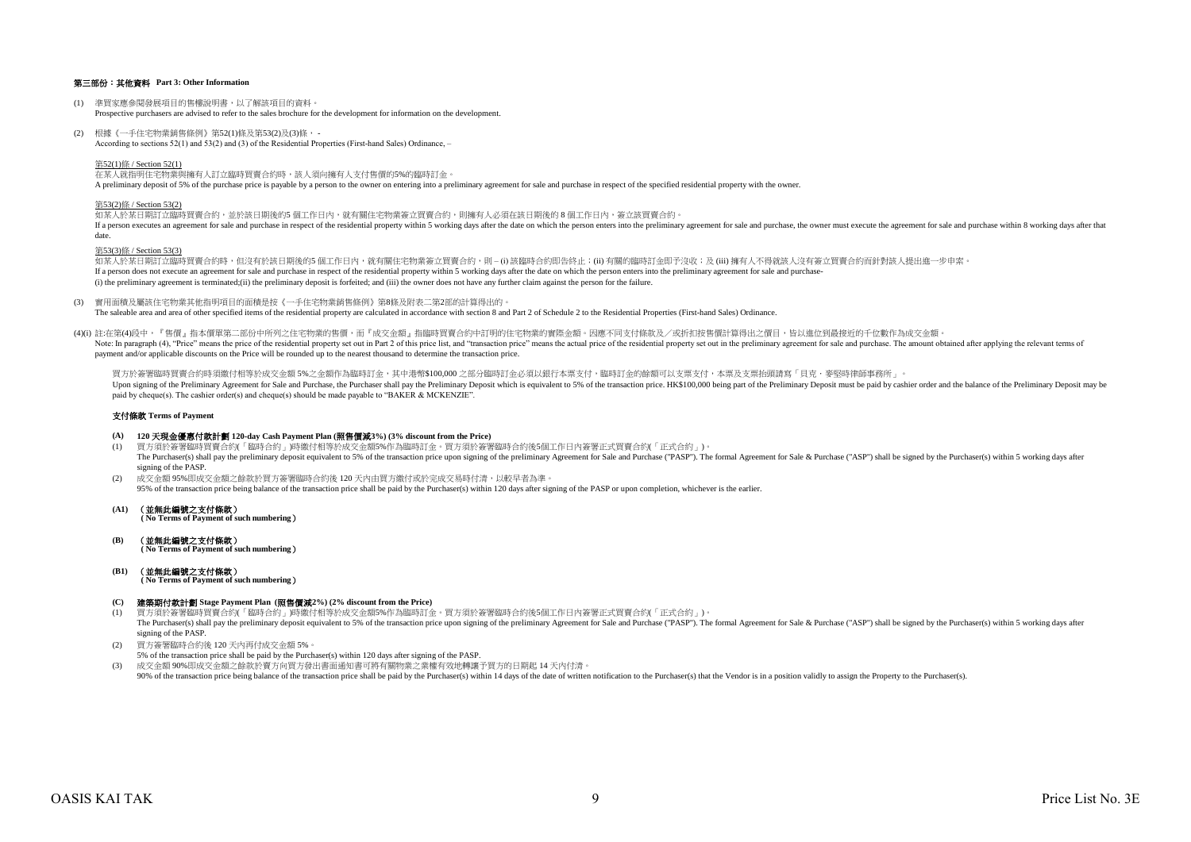## 第三部份：其他資料 Part 3: Other Information

(1) 準買家應參閱發展項目的售樓說明書，以了解該項目的資料。
Prospective purchasers are advised to refer to the sales brochure for the development for information on the development.

(2) 根據《一手住宅物業銷售條例》第52(1)條及第53(2)及(3)條， -
According to sections 52(1) and 53(2) and (3) of the Residential Properties (First-hand Sales) Ordinance, –

第52(1)條 / Section 52(1)
在某人就指明住宅物業與擁有人訂立臨時買賣合約時，該人須向擁有人支付售價的5%的臨時訂金。
A preliminary deposit of 5% of the purchase price is payable by a person to the owner on entering into a preliminary agreement for sale and purchase in respect of the specified residential property with the owner.

第53(2)條 / Section 53(2)
如某人於某日期訂立臨時買賣合約，並於該日期後的5 個工作日內，就有關住宅物業簽立買賣合約，則擁有人必須在該日期後的 8 個工作日內，簽立該買賣合約。
If a person executes an agreement for sale and purchase in respect of the residential property within 5 working days after the date on which the person enters into the preliminary agreement for sale and purchase, the owner must execute the agreement for sale and purchase within 8 working days after that date.

第53(3)條 / Section 53(3)
如某人於某日期訂立臨時買賣合約時，但沒有於該日期後的5 個工作日內，就有關住宅物業簽立買賣合約，則 – (i) 該臨時合約即告終止；(ii) 有關的臨時訂金即予沒收；及 (iii) 擁有人不得就該人沒有簽立買賣合約而針對該人提出進一步申索。
If a person does not execute an agreement for sale and purchase in respect of the residential property within 5 working days after the date on which the person enters into the preliminary agreement for sale and purchase-
(i) the preliminary agreement is terminated;(ii) the preliminary deposit is forfeited; and (iii) the owner does not have any further claim against the person for the failure.

(3) 實用面積及屬該住宅物業其他指明項目的面積是按《一手住宅物業銷售條例》第8條及附表二第2部的計算得出的。
The saleable area and area of other specified items of the residential property are calculated in accordance with section 8 and Part 2 of Schedule 2 to the Residential Properties (First-hand Sales) Ordinance.

(4)(i) 註:在第(4)段中，『售價』指本價單第二部份中所列之住宅物業的售價，而『成交金額』指臨時買賣合約中訂明的住宅物業的實際金額。因應不同支付條款及／或折扣按售價計算得出之價目，皆以進位到最接近的千位數作為成交金額。
Note: In paragraph (4), "Price" means the price of the residential property set out in Part 2 of this price list, and "transaction price" means the actual price of the residential property set out in the preliminary agreement for sale and purchase. The amount obtained after applying the relevant terms of payment and/or applicable discounts on the Price will be rounded up to the nearest thousand to determine the transaction price.

買方於簽署臨時買賣合約時須繳付相等於成交金額 5%之金額作為臨時訂金，其中港幣$100,000 之部分臨時訂金必須以銀行本票支付，臨時訂金的餘額可以支票支付，本票及支票抬頭請寫「貝克．麥堅時律師事務所」。
Upon signing of the Preliminary Agreement for Sale and Purchase, the Purchaser shall pay the Preliminary Deposit which is equivalent to 5% of the transaction price. HK$100,000 being part of the Preliminary Deposit must be paid by cashier order and the balance of the Preliminary Deposit may be paid by cheque(s). The cashier order(s) and cheque(s) should be made payable to "BAKER & MCKENZIE".

### 支付條款 Terms of Payment

**(A) 120 天現金優惠付款計劃 120-day Cash Payment Plan (照售價減3%) (3% discount from the Price)**

(1) 買方須於簽署臨時買賣合約(「臨時合約」)時繳付相等於成交金額5%作為臨時訂金。買方須於簽署臨時合約後5個工作日內簽署正式買賣合約(「正式合約」)。
The Purchaser(s) shall pay the preliminary deposit equivalent to 5% of the transaction price upon signing of the preliminary Agreement for Sale and Purchase ("PASP"). The formal Agreement for Sale & Purchase ("ASP") shall be signed by the Purchaser(s) within 5 working days after signing of the PASP.

(2) 成交金額 95%即成交金額之餘款於買方簽署臨時合約後 120 天內由買方繳付或於完成交易時付清，以較早者為準。
95% of the transaction price being balance of the transaction price shall be paid by the Purchaser(s) within 120 days after signing of the PASP or upon completion, whichever is the earlier.

**(A1) （並無此編號之支付條款）**
**( No Terms of Payment of such numbering）**

**(B) （並無此編號之支付條款）**
**( No Terms of Payment of such numbering）**

**(B1) （並無此編號之支付條款）**
**( No Terms of Payment of such numbering）**

**(C) 建築期付款計劃 Stage Payment Plan (照售價減2%) (2% discount from the Price)**

(1) 買方須於簽署臨時買賣合約(「臨時合約」)時繳付相等於成交金額5%作為臨時訂金。買方須於簽署臨時合約後5個工作日內簽署正式買賣合約(「正式合約」)。
The Purchaser(s) shall pay the preliminary deposit equivalent to 5% of the transaction price upon signing of the preliminary Agreement for Sale and Purchase ("PASP"). The formal Agreement for Sale & Purchase ("ASP") shall be signed by the Purchaser(s) within 5 working days after signing of the PASP.

(2) 買方簽署臨時合約後 120 天內再付成交金額 5%。
5% of the transaction price shall be paid by the Purchaser(s) within 120 days after signing of the PASP.

(3) 成交金額 90%即成交金額之餘款於賣方向買方發出書面通知書可將有關物業之業權有效地轉讓予買方的日期起 14 天內付清。
90% of the transaction price being balance of the transaction price shall be paid by the Purchaser(s) within 14 days of the date of written notification to the Purchaser(s) that the Vendor is in a position validly to assign the Property to the Purchaser(s).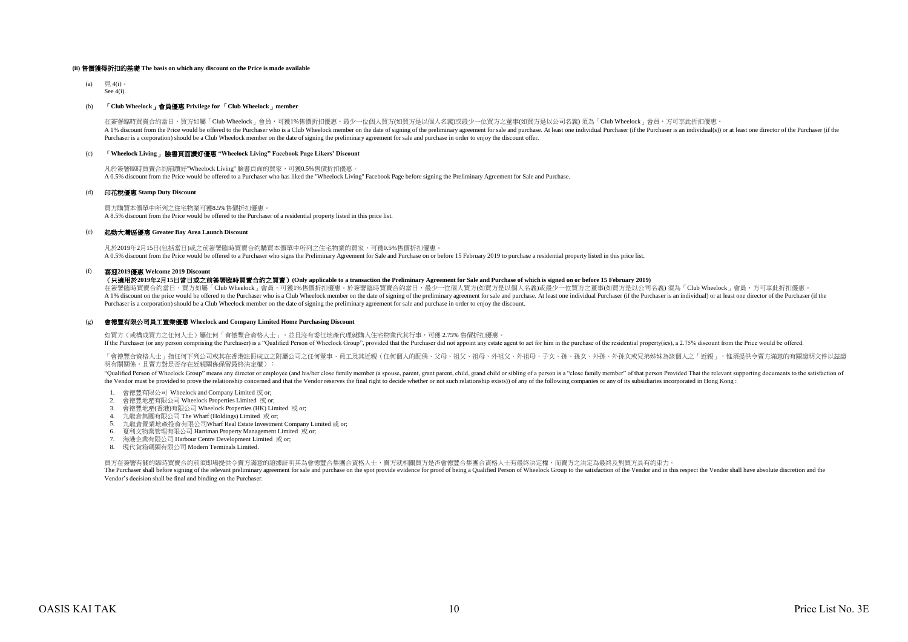**(ii) 售價獲得折扣的基礎 The basis on which any discount on the Price is made available**

(a) 見 4(i)。
See 4(i).

(b) **「Club Wheelock」會員優惠 Privilege for 「Club Wheelock」member**

在簽署臨時買賣合約當日，買方如屬「Club Wheelock」會員，可獲1%售價折扣優惠。最少一位個人買方(如買方是以個人名義)或最少一位買方之董事(如買方是以公司名義) 須為「Club Wheelock」會員，方可享此折扣優惠。
A 1% discount from the Price would be offered to the Purchaser who is a Club Wheelock member on the date of signing of the preliminary agreement for sale and purchase. At least one individual Purchaser (if the Purchaser is an individual(s)) or at least one director of the Purchaser (if the Purchaser is a corporation) should be a Club Wheelock member on the date of signing the preliminary agreement for sale and purchase in order to enjoy the discount offer.

(c) **「Wheelock Living」 臉書頁面讚好優惠 "Wheelock Living" Facebook Page Likers' Discount**

凡於簽署臨時買賣合約前讚好"Wheelock Living" 臉書頁面的買家，可獲0.5%售價折扣優惠。
A 0.5% discount from the Price would be offered to a Purchaser who has liked the "Wheelock Living" Facebook Page before signing the Preliminary Agreement for Sale and Purchase.

(d) **印花稅優惠 Stamp Duty Discount**

買方購買本價單中所列之住宅物業可獲8.5%售價折扣優惠。
A 8.5% discount from the Price would be offered to the Purchaser of a residential property listed in this price list.

(e) **起動大灣區優惠 Greater Bay Area Launch Discount**

凡於2019年2月15日(包括當日)或之前簽署臨時買賣合約購買本價單中所列之住宅物業的買家，可獲0.5%售價折扣優惠。
A 0.5% discount from the Price would be offered to a Purchaser who signs the Preliminary Agreement for Sale and Purchase on or before 15 February 2019 to purchase a residential property listed in this price list.

(f) **喜迎2019優惠 Welcome 2019 Discount**
**（只適用於2019年2月15日當日或之前簽署臨時買賣合約之買賣）(Only applicable to a transaction the Preliminary Agreement for Sale and Purchase of which is signed on or before 15 February 2019)**

在簽署臨時買賣合約當日，買方如屬「Club Wheelock」會員，可獲1%售價折扣優惠。於簽署臨時買賣合約當日，最少一位個人買方(如買方是以個人名義)或最少一位買方之董事(如買方是以公司名義) 須為「Club Wheelock」會員，方可享此折扣優惠。
A 1% discount on the price would be offered to the Purchaser who is a Club Wheelock member on the date of signing of the preliminary agreement for sale and purchase. At least one individual Purchaser (if the Purchaser is an individual) or at least one director of the Purchaser (if the Purchaser is a corporation) should be a Club Wheelock member on the date of signing the preliminary agreement for sale and purchase in order to enjoy the discount.

(g) **會德豐有限公司員工置業優惠 Wheelock and Company Limited Home Purchasing Discount**

如買方（或構成買方之任何人士）屬任何「會德豐合資格人士」，並且沒有委任地產代理就購入住宅物業代其行事，可獲 2.75% 售價折扣優惠。
If the Purchaser (or any person comprising the Purchaser) is a "Qualified Person of Wheelock Group", provided that the Purchaser did not appoint any estate agent to act for him in the purchase of the residential property(ies), a 2.75% discount from the Price would be offered.

「會德豐合資格人士」指任何下列公司或其在香港註冊成立之附屬公司之任何董事、員工及其近親（任何個人的配偶、父母、祖父、祖母、外祖父、外祖母、子女、孫、孫女、外孫、外孫女或兄弟姊妹為該個人之「近親」，惟須提供令賣方滿意的有關證明文件以茲證明有關關係，且賣方對是否存在近親關係保留最終決定權）：

"Qualified Person of Wheelock Group" means any director or employee (and his/her close family member (a spouse, parent, grant parent, child, grand child or sibling of a person is a "close family member" of that person Provided That the relevant supporting documents to the satisfaction of the Vendor must be provided to prove the relationship concerned and that the Vendor reserves the final right to decide whether or not such relationship exists)) of any of the following companies or any of its subsidiaries incorporated in Hong Kong :

1. 會德豐有限公司 Wheelock and Company Limited 或 or;
2. 會德豐地產有限公司 Wheelock Properties Limited 或 or;
3. 會德豐地產(香港)有限公司 Wheelock Properties (HK) Limited 或 or;
4. 九龍倉集團有限公司 The Wharf (Holdings) Limited 或 or;
5. 九龍倉置業地產投資有限公司Wharf Real Estate Investment Company Limited 或 or;
6. 夏利文物業管理有限公司 Harriman Property Management Limited 或 or;
7. 海港企業有限公司 Harbour Centre Development Limited 或 or;
8. 現代貨箱碼頭有限公司 Modern Terminals Limited.

買方在簽署有關的臨時買賣合約前須即場提供令賣方滿意的證據証明其為會德豐合集團合資格人士，賣方就相關買方是否會德豐合集團合資格人士有最終決定權，而賣方之決定為最終及對買方具有約束力。
The Purchaser shall before signing of the relevant preliminary agreement for sale and purchase on the spot provide evidence for proof of being a Qualified Person of Wheelock Group to the satisfaction of the Vendor and in this respect the Vendor shall have absolute discretion and the Vendor's decision shall be final and binding on the Purchaser.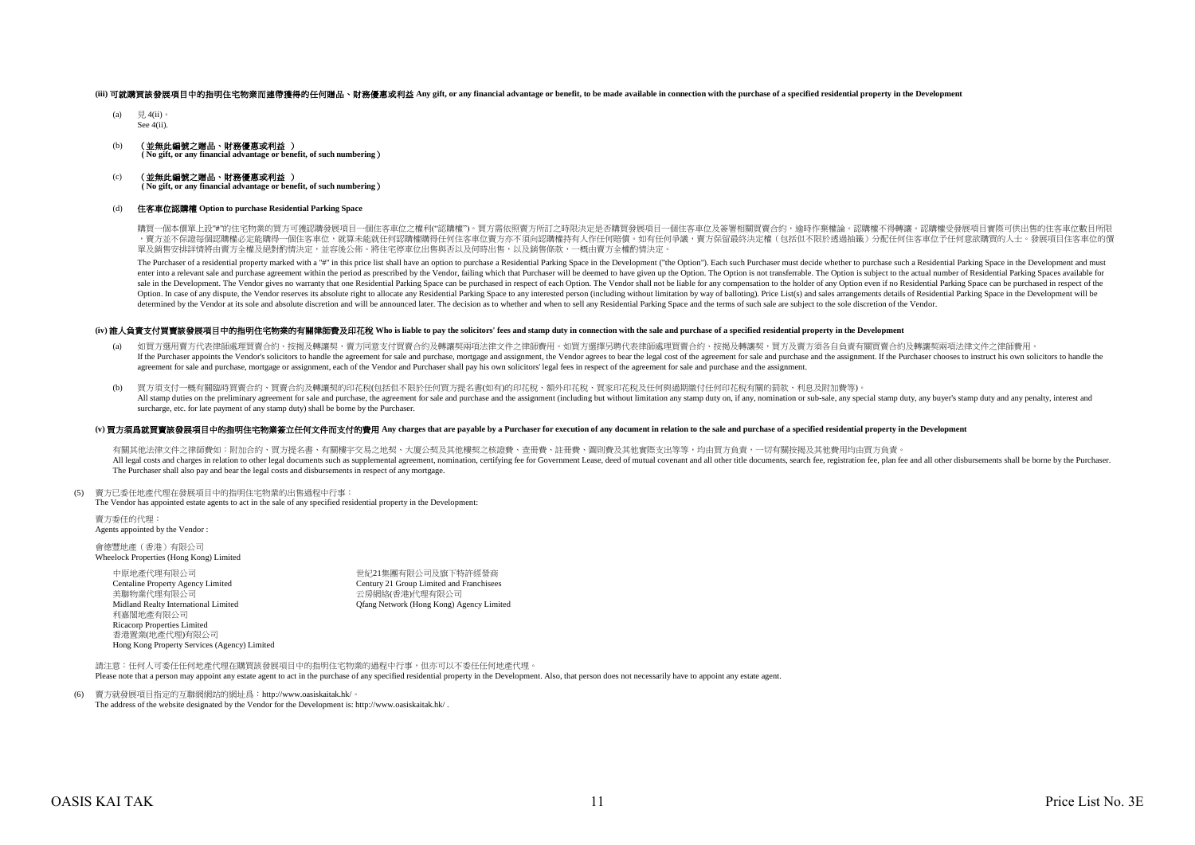**(iii) 可就購買該發展項目中的指明住宅物業而連帶獲得的任何贈品、財務優惠或利益 Any gift, or any financial advantage or benefit, to be made available in connection with the purchase of a specified residential property in the Development**

(a) 見 4(ii)。
See 4(ii).

(b) **（並無此編號之贈品、財務優惠或利益 ）**
**( No gift, or any financial advantage or benefit, of such numbering）**

(c) **（並無此編號之贈品、財務優惠或利益 ）**
**( No gift, or any financial advantage or benefit, of such numbering）**

(d) **住客車位認購權 Option to purchase Residential Parking Space**

購買一個本價單上設"#"的住宅物業的買方可獲認購發展項目一個住客車位之權利("認購權")。買方需依照賣方所訂之時限決定是否購買發展項目一個住客車位及簽署相關買賣合約，逾時作棄權論。認購權不得轉讓。認購權受發展項目實際可供出售的住客車位數目所限，賣方並不保證每個認購權必定能購得一個住客車位，就算未能就任何認購權購得任何住客車位賣方亦不須向認購權持有人作任何賠償。如有任何爭議，賣方保留最終決定權（包括但不限於透過抽籤）分配任何住客車位予任何意欲購買的人士。發展項目住客車位的價單及銷售安排詳情將由賣方全權及絕對酌情決定，並容後公佈。將住宅停車位出售與否以及何時出售，以及銷售條款，一概由賣方全權酌情決定。

The Purchaser of a residential property marked with a "#" in this price list shall have an option to purchase a Residential Parking Space in the Development ("the Option"). Each such Purchaser must decide whether to purchase such a Residential Parking Space in the Development and must enter into a relevant sale and purchase agreement within the period as prescribed by the Vendor, failing which that Purchaser will be deemed to have given up the Option. The Option is not transferrable. The Option is subject to the actual number of Residential Parking Spaces available for sale in the Development. The Vendor gives no warranty that one Residential Parking Space can be purchased in respect of each Option. The Vendor shall not be liable for any compensation to the holder of any Option even if no Residential Parking Space can be purchased in respect of the Option. In case of any dispute, the Vendor reserves its absolute right to allocate any Residential Parking Space to any interested person (including without limitation by way of balloting). Price List(s) and sales arrangements details of Residential Parking Space in the Development will be determined by the Vendor at its sole and absolute discretion and will be announced later. The decision as to whether and when to sell any Residential Parking Space and the terms of such sale are subject to the sole discretion of the Vendor.

**(iv) 誰人負責支付買賣該發展項目中的指明住宅物業的有關律師費及印花稅 Who is liable to pay the solicitors' fees and stamp duty in connection with the sale and purchase of a specified residential property in the Development**

(a) 如買方選用賣方代表律師處理買賣合約、按揭及轉讓契，賣方同意支付買賣合約及轉讓契兩項法律文件之律師費用。如買方選擇另聘代表律師處理買賣合約、按揭及轉讓契，買方及賣方須各自負責有關買賣合約及轉讓契兩項法律文件之律師費用。
If the Purchaser appoints the Vendor's solicitors to handle the agreement for sale and purchase, mortgage and assignment, the Vendor agrees to bear the legal cost of the agreement for sale and purchase and the assignment. If the Purchaser chooses to instruct his own solicitors to handle the agreement for sale and purchase, mortgage or assignment, each of the Vendor and Purchaser shall pay his own solicitors' legal fees in respect of the agreement for sale and purchase and the assignment.

(b) 買方須支付一概有關臨時買賣合約、買賣合約及轉讓契的印花稅(包括但不限於任何買方提名書(如有)的印花稅、額外印花稅、買家印花稅及任何與過期繳付任何印花稅有關的罰款、利息及附加費等)。
All stamp duties on the preliminary agreement for sale and purchase, the agreement for sale and purchase and the assignment (including but without limitation any stamp duty on, if any, nomination or sub-sale, any special stamp duty, any buyer's stamp duty and any penalty, interest and surcharge, etc. for late payment of any stamp duty) shall be borne by the Purchaser.

**(v) 買方須爲就買賣該發展項目中的指明住宅物業簽立任何文件而支付的費用 Any charges that are payable by a Purchaser for execution of any document in relation to the sale and purchase of a specified residential property in the Development**

有關其他法律文件之律師費如：附加合約、買方提名書、有關樓宇交易之地契、大廈公契及其他樓契之核證費、查冊費、註冊費、圖則費及其他實際支出等等，均由買方負責，一切有關按揭及其他費用均由買方負責。
All legal costs and charges in relation to other legal documents such as supplemental agreement, nomination, certifying fee for Government Lease, deed of mutual covenant and all other title documents, search fee, registration fee, plan fee and all other disbursements shall be borne by the Purchaser. The Purchaser shall also pay and bear the legal costs and disbursements in respect of any mortgage.

(5) 賣方已委任地產代理在發展項目中的指明住宅物業的出售過程中行事：
The Vendor has appointed estate agents to act in the sale of any specified residential property in the Development:

賣方委任的代理：
Agents appointed by the Vendor :

會德豐地產（香港）有限公司
Wheelock Properties (Hong Kong) Limited

中原地產代理有限公司
Centaline Property Agency Limited

美聯物業代理有限公司
Midland Realty International Limited

利嘉閣地產有限公司
Ricacorp Properties Limited

香港置業(地產代理)有限公司
Hong Kong Property Services (Agency) Limited

世紀21集團有限公司及旗下特許經營商
Century 21 Group Limited and Franchisees

云房網絡(香港)代理有限公司
Qfang Network (Hong Kong) Agency Limited

請注意：任何人可委任任何地產代理在購買該發展項目中的指明住宅物業的過程中行事，但亦可以不委任任何地產代理。
Please note that a person may appoint any estate agent to act in the purchase of any specified residential property in the Development. Also, that person does not necessarily have to appoint any estate agent.

(6) 賣方就發展項目指定的互聯網網站的網址爲：http://www.oasiskaitak.hk/。
The address of the website designated by the Vendor for the Development is: http://www.oasiskaitak.hk/ .